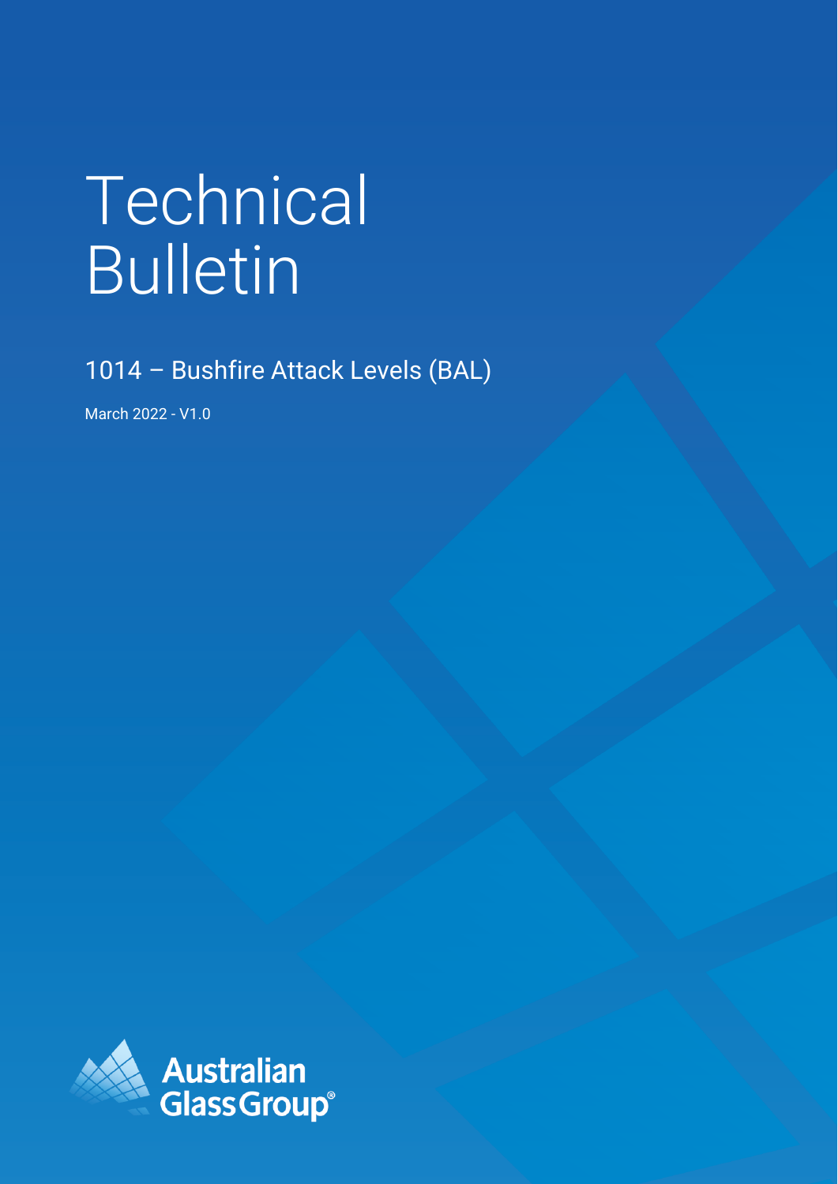# Technical Bulletin

## 1014 – Bushfire Attack Levels (BAL)

March 2022 - V1.0

Australian Glass Group®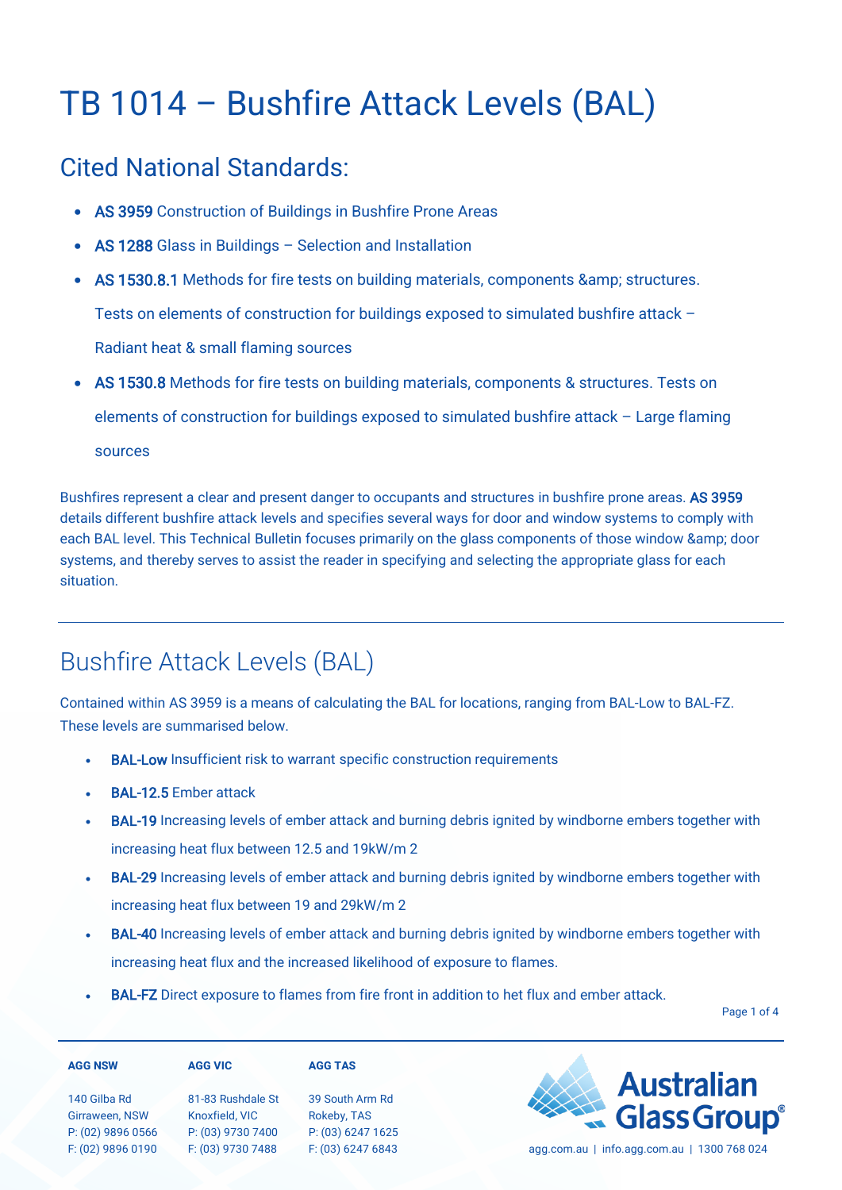# TB 1014 – Bushfire Attack Levels (BAL)

## Cited National Standards:

- **AS 3959** Construction of Buildings in Bushfire Prone Areas
- **AS 1288** Glass in Buildings – Selection and Installation
- **AS 1530.8.1** Methods for fire tests on building materials, components &amp; structures. Tests on elements of construction for buildings exposed to simulated bushfire attack – Radiant heat & small flaming sources
- **AS 1530.8** Methods for fire tests on building materials, components & structures. Tests on elements of construction for buildings exposed to simulated bushfire attack – Large flaming sources

Bushfires represent a clear and present danger to occupants and structures in bushfire prone areas. **AS 3959** details different bushfire attack levels and specifies several ways for door and window systems to comply with each BAL level. This Technical Bulletin focuses primarily on the glass components of those window &amp; door systems, and thereby serves to assist the reader in specifying and selecting the appropriate glass for each situation.

## Bushfire Attack Levels (BAL)

Contained within AS 3959 is a means of calculating the BAL for locations, ranging from BAL-Low to BAL-FZ. These levels are summarised below.

- **BAL-Low** Insufficient risk to warrant specific construction requirements
- **BAL-12.5** Ember attack
- **BAL-19** Increasing levels of ember attack and burning debris ignited by windborne embers together with increasing heat flux between 12.5 and 19kW/m 2
- **BAL-29** Increasing levels of ember attack and burning debris ignited by windborne embers together with increasing heat flux between 19 and 29kW/m 2
- **BAL-40** Increasing levels of ember attack and burning debris ignited by windborne embers together with increasing heat flux and the increased likelihood of exposure to flames.
- **BAL-FZ** Direct exposure to flames from fire front in addition to het flux and ember attack.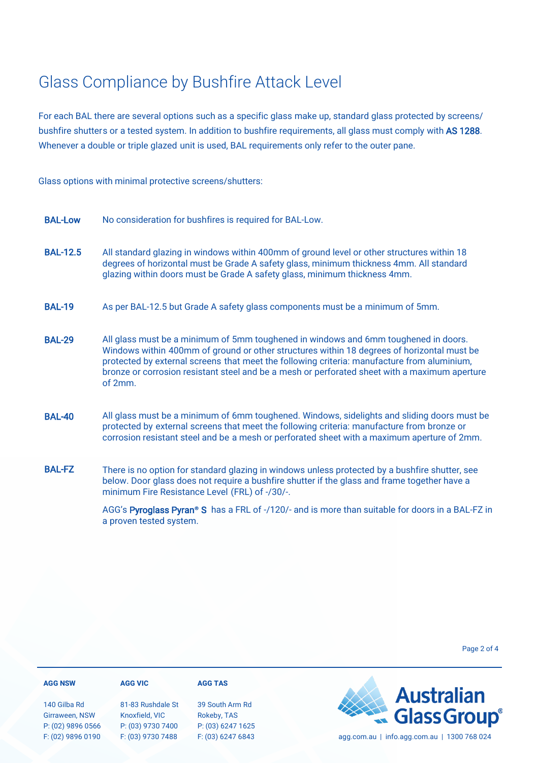# Glass Compliance by Bushfire Attack Level

For each BAL there are several options such as a specific glass make up, standard glass protected by screens/ bushfire shutters or a tested system. In addition to bushfire requirements, all glass must comply with **AS 1288**. Whenever a double or triple glazed unit is used, BAL requirements only refer to the outer pane.

Glass options with minimal protective screens/shutters:

| | |
|---|---|
| **BAL-Low** | No consideration for bushfires is required for BAL-Low. |
| **BAL-12.5** | All standard glazing in windows within 400mm of ground level or other structures within 18 degrees of horizontal must be Grade A safety glass, minimum thickness 4mm. All standard glazing within doors must be Grade A safety glass, minimum thickness 4mm. |
| **BAL-19** | As per BAL-12.5 but Grade A safety glass components must be a minimum of 5mm. |
| **BAL-29** | All glass must be a minimum of 5mm toughened in windows and 6mm toughened in doors. Windows within 400mm of ground or other structures within 18 degrees of horizontal must be protected by external screens that meet the following criteria: manufacture from aluminium, bronze or corrosion resistant steel and be a mesh or perforated sheet with a maximum aperture of 2mm. |
| **BAL-40** | All glass must be a minimum of 6mm toughened. Windows, sidelights and sliding doors must be protected by external screens that meet the following criteria: manufacture from bronze or corrosion resistant steel and be a mesh or perforated sheet with a maximum aperture of 2mm. |
| **BAL-FZ** | There is no option for standard glazing in windows unless protected by a bushfire shutter, see below. Door glass does not require a bushfire shutter if the glass and frame together have a minimum Fire Resistance Level (FRL) of -/30/-.<br><br>AGG's **Pyroglass Pyran® S** has a FRL of -/120/- and is more than suitable for doors in a BAL-FZ in a proven tested system. |

**AGG NSW**
140 Gilba Rd
Girraween, NSW
P: (02) 9896 0566
F: (02) 9896 0190

**AGG VIC**
81-83 Rushdale St
Knoxfield, VIC
P: (03) 9730 7400
F: (03) 9730 7488

**AGG TAS**
39 South Arm Rd
Rokeby, TAS
P: (03) 6247 1625
F: (03) 6247 6843

Australian Glass Group®
agg.com.au | info.agg.com.au | 1300 768 024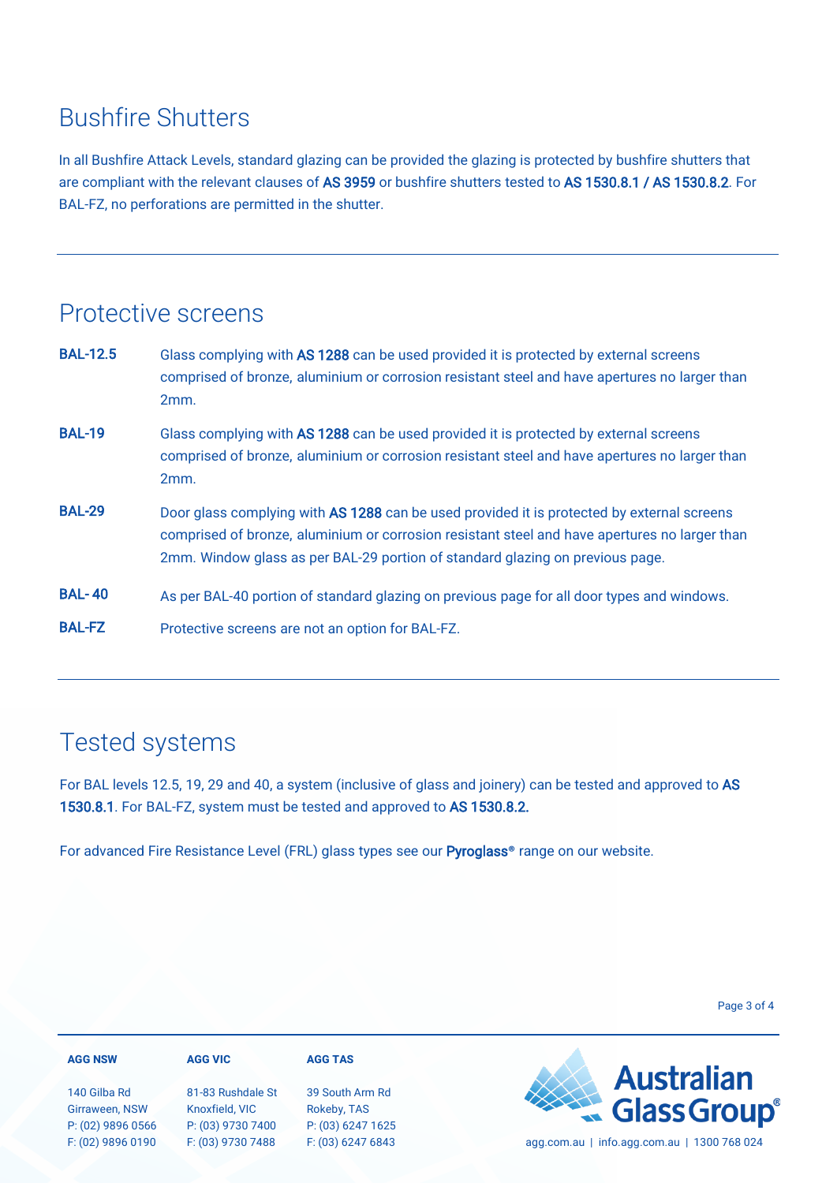## Bushfire Shutters

In all Bushfire Attack Levels, standard glazing can be provided the glazing is protected by bushfire shutters that are compliant with the relevant clauses of AS 3959 or bushfire shutters tested to AS 1530.8.1 / AS 1530.8.2. For BAL-FZ, no perforations are permitted in the shutter.

---

## Protective screens

| | |
|---|---|
| **BAL-12.5** | Glass complying with AS 1288 can be used provided it is protected by external screens comprised of bronze, aluminium or corrosion resistant steel and have apertures no larger than 2mm. |
| **BAL-19** | Glass complying with AS 1288 can be used provided it is protected by external screens comprised of bronze, aluminium or corrosion resistant steel and have apertures no larger than 2mm. |
| **BAL-29** | Door glass complying with AS 1288 can be used provided it is protected by external screens comprised of bronze, aluminium or corrosion resistant steel and have apertures no larger than 2mm. Window glass as per BAL-29 portion of standard glazing on previous page. |
| **BAL- 40** | As per BAL-40 portion of standard glazing on previous page for all door types and windows. |
| **BAL-FZ** | Protective screens are not an option for BAL-FZ. |

---

## Tested systems

For BAL levels 12.5, 19, 29 and 40, a system (inclusive of glass and joinery) can be tested and approved to AS 1530.8.1. For BAL-FZ, system must be tested and approved to AS 1530.8.2.

For advanced Fire Resistance Level (FRL) glass types see our Pyroglass® range on our website.

---

**AGG NSW**
140 Gilba Rd
Girraween, NSW
P: (02) 9896 0566
F: (02) 9896 0190

**AGG VIC**
81-83 Rushdale St
Knoxfield, VIC
P: (03) 9730 7400
F: (03) 9730 7488

**AGG TAS**
39 South Arm Rd
Rokeby, TAS
P: (03) 6247 1625
F: (03) 6247 6843

Australian Glass Group®
agg.com.au | info.agg.com.au | 1300 768 024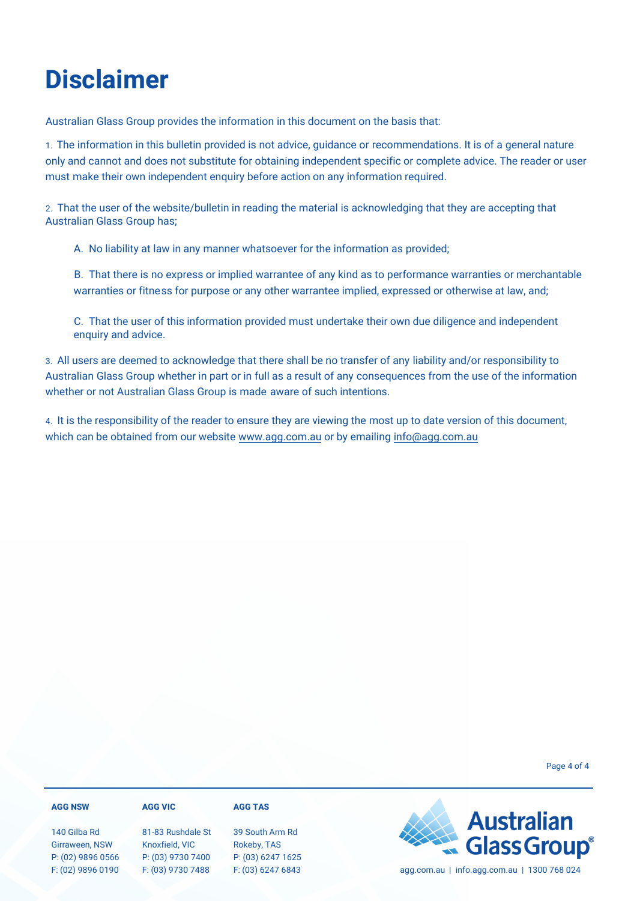# Disclaimer

Australian Glass Group provides the information in this document on the basis that:

1. The information in this bulletin provided is not advice, guidance or recommendations. It is of a general nature only and cannot and does not substitute for obtaining independent specific or complete advice. The reader or user must make their own independent enquiry before action on any information required.

2. That the user of the website/bulletin in reading the material is acknowledging that they are accepting that Australian Glass Group has;

   A. No liability at law in any manner whatsoever for the information as provided;

   B. That there is no express or implied warrantee of any kind as to performance warranties or merchantable warranties or fitness for purpose or any other warrantee implied, expressed or otherwise at law, and;

   C. That the user of this information provided must undertake their own due diligence and independent enquiry and advice.

3. All users are deemed to acknowledge that there shall be no transfer of any liability and/or responsibility to Australian Glass Group whether in part or in full as a result of any consequences from the use of the information whether or not Australian Glass Group is made aware of such intentions.

4. It is the responsibility of the reader to ensure they are viewing the most up to date version of this document, which can be obtained from our website www.agg.com.au or by emailing info@agg.com.au

**AGG NSW**
140 Gilba Rd
Girraween, NSW
P: (02) 9896 0566
F: (02) 9896 0190

**AGG VIC**
81-83 Rushdale St
Knoxfield, VIC
P: (03) 9730 7400
F: (03) 9730 7488

**AGG TAS**
39 South Arm Rd
Rokeby, TAS
P: (03) 6247 1625
F: (03) 6247 6843

Australian Glass Group®

agg.com.au | info.agg.com.au | 1300 768 024